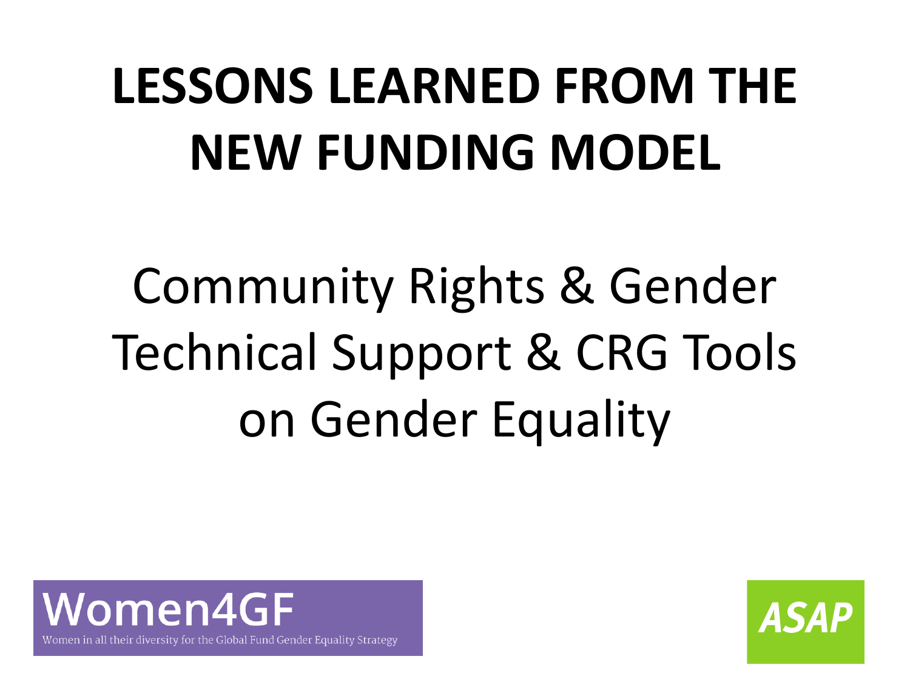# LESSONS LEARNED FROM THE NEW FUNDING MODEL

## Community Rights & Gender Technical Support & CRG Tools on Gender Equality

Women4GF

Women in all their diversity for the Global Fund Gender Equality Strategy

ASAP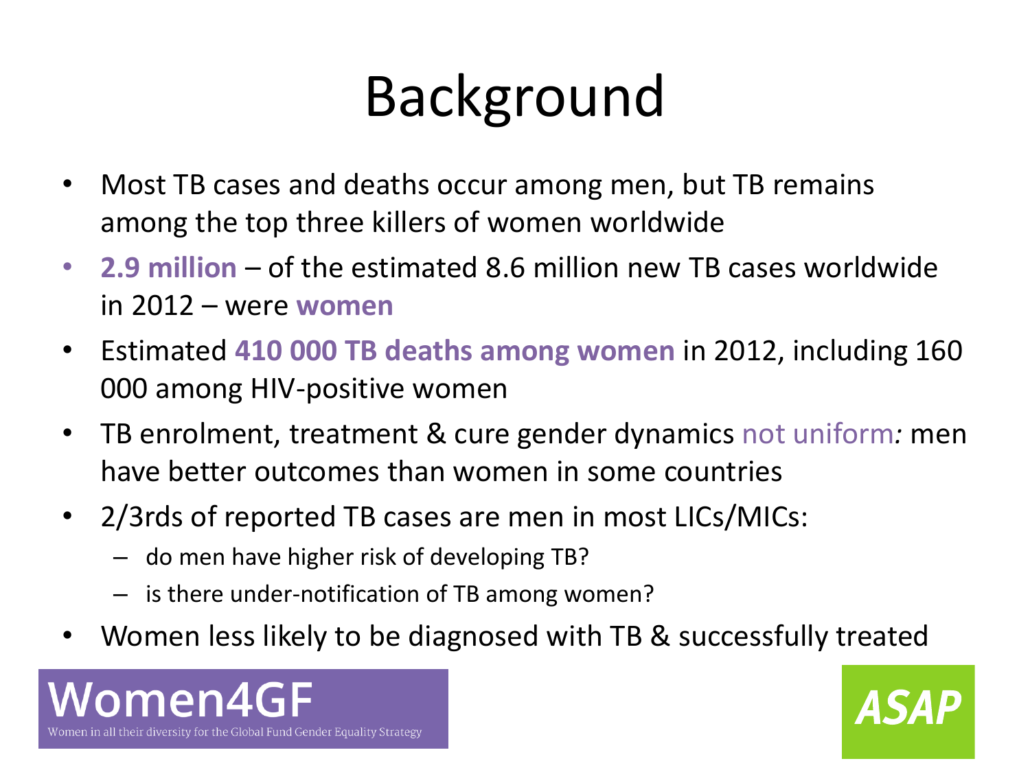# Background

- Most TB cases and deaths occur among men, but TB remains among the top three killers of women worldwide
- **2.9 million** – of the estimated 8.6 million new TB cases worldwide in 2012 – were **women**
- Estimated **410 000 TB deaths among women** in 2012, including 160 000 among HIV-positive women
- TB enrolment, treatment & cure gender dynamics not uniform*:* men have better outcomes than women in some countries
- 2/3rds of reported TB cases are men in most LICs/MICs:
  - do men have higher risk of developing TB?
  - is there under-notification of TB among women?
- Women less likely to be diagnosed with TB & successfully treated

Women4GF
Women in all their diversity for the Global Fund Gender Equality Strategy

ASAP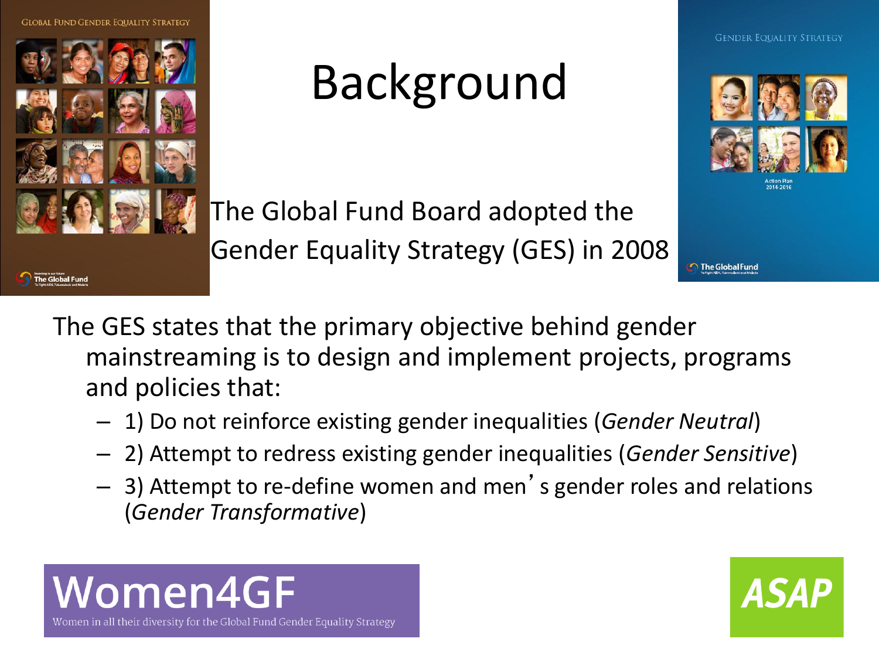# Background

The Global Fund Board adopted the Gender Equality Strategy (GES) in 2008

The GES states that the primary objective behind gender mainstreaming is to design and implement projects, programs and policies that:

- 1) Do not reinforce existing gender inequalities (*Gender Neutral*)
- 2) Attempt to redress existing gender inequalities (*Gender Sensitive*)
- 3) Attempt to re-define women and men's gender roles and relations (*Gender Transformative*)

Women4GF

Women in all their diversity for the Global Fund Gender Equality Strategy

ASAP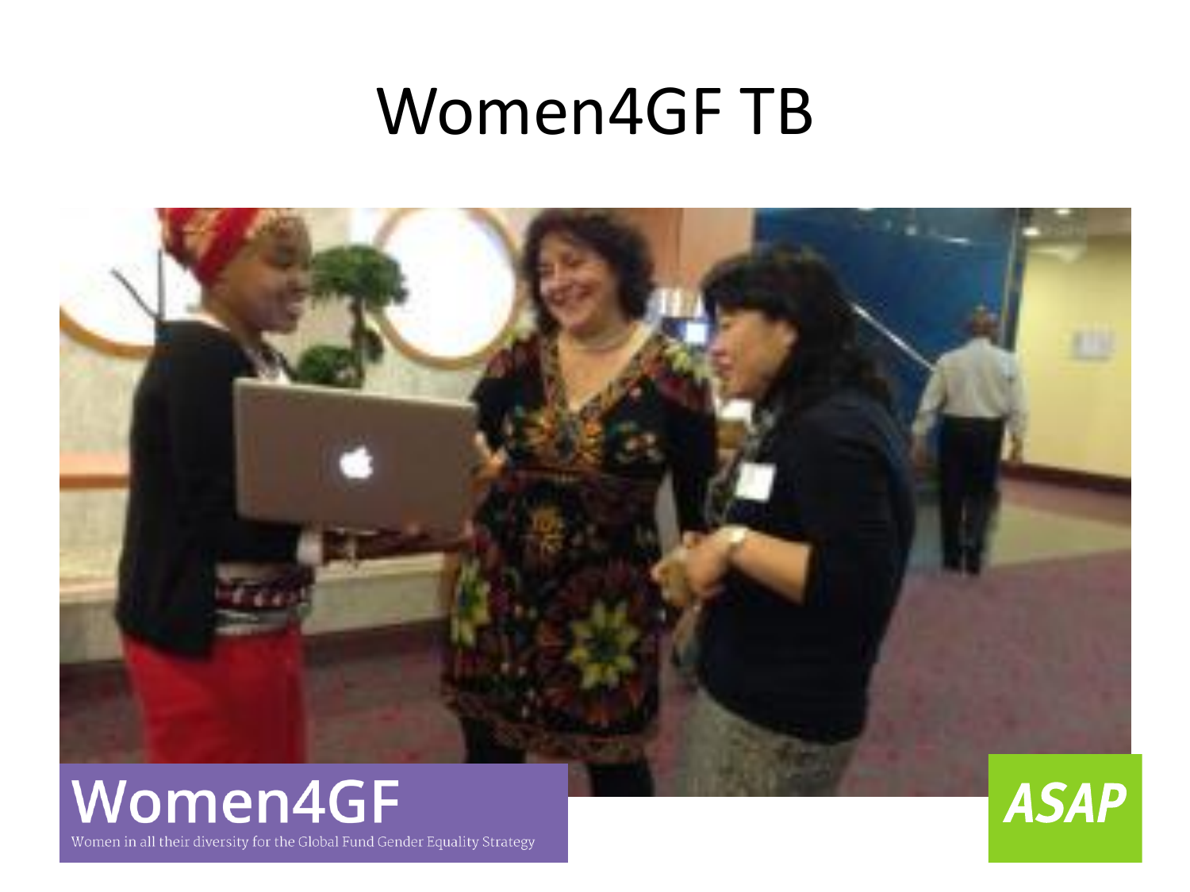# Women4GF TB

Women4GF

Women in all their diversity for the Global Fund Gender Equality Strategy

ASAP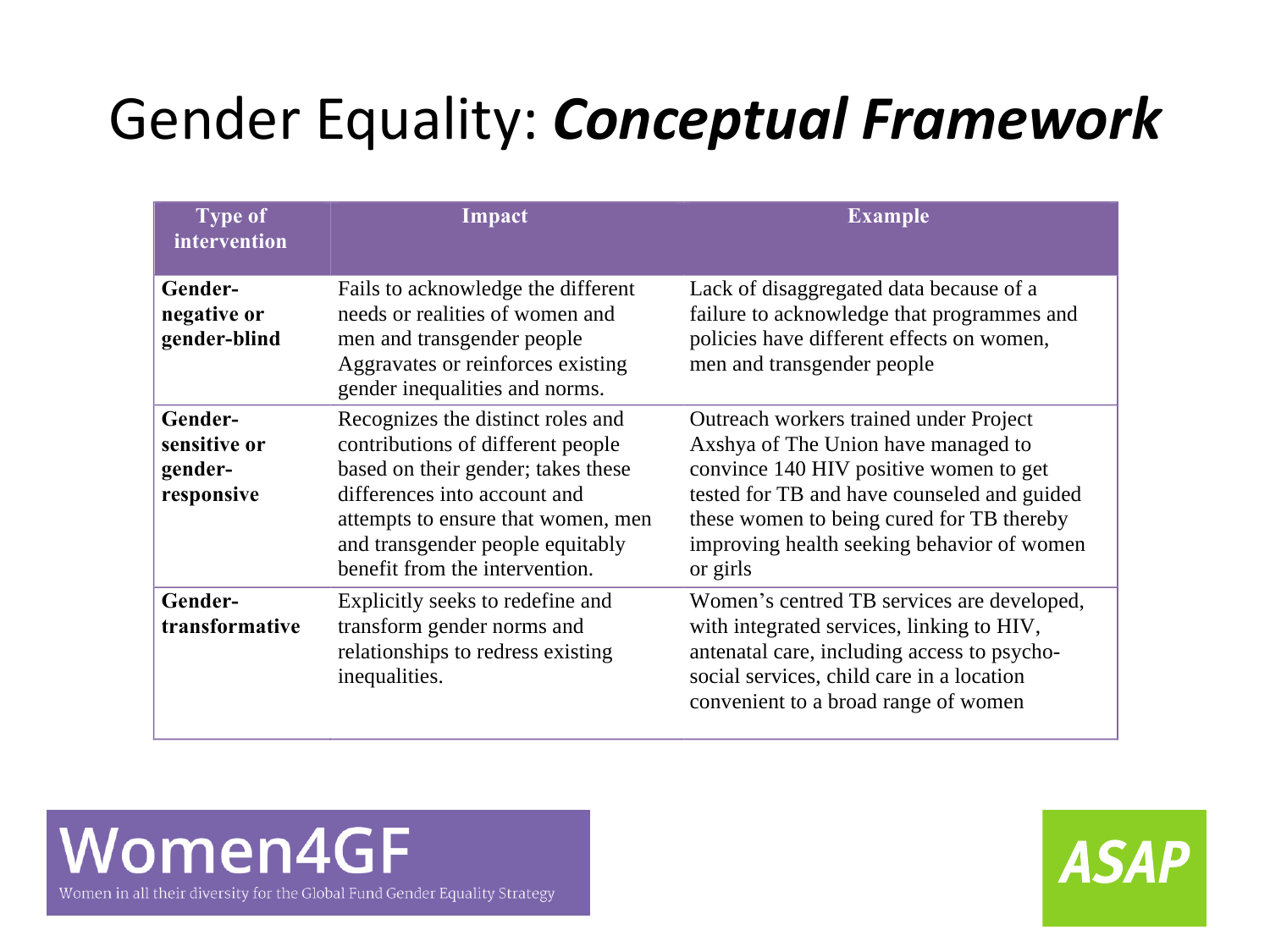# Gender Equality: ***Conceptual Framework***

| Type of intervention | Impact | Example |
| --- | --- | --- |
| **Gender-negative or gender-blind** | Fails to acknowledge the different needs or realities of women and men and transgender people Aggravates or reinforces existing gender inequalities and norms. | Lack of disaggregated data because of a failure to acknowledge that programmes and policies have different effects on women, men and transgender people |
| **Gender-sensitive or gender-responsive** | Recognizes the distinct roles and contributions of different people based on their gender; takes these differences into account and attempts to ensure that women, men and transgender people equitably benefit from the intervention. | Outreach workers trained under Project Axshya of The Union have managed to convince 140 HIV positive women to get tested for TB and have counseled and guided these women to being cured for TB thereby improving health seeking behavior of women or girls |
| **Gender-transformative** | Explicitly seeks to redefine and transform gender norms and relationships to redress existing inequalities. | Women's centred TB services are developed, with integrated services, linking to HIV, antenatal care, including access to psycho-social services, child care in a location convenient to a broad range of women |

Women4GF

Women in all their diversity for the Global Fund Gender Equality Strategy

ASAP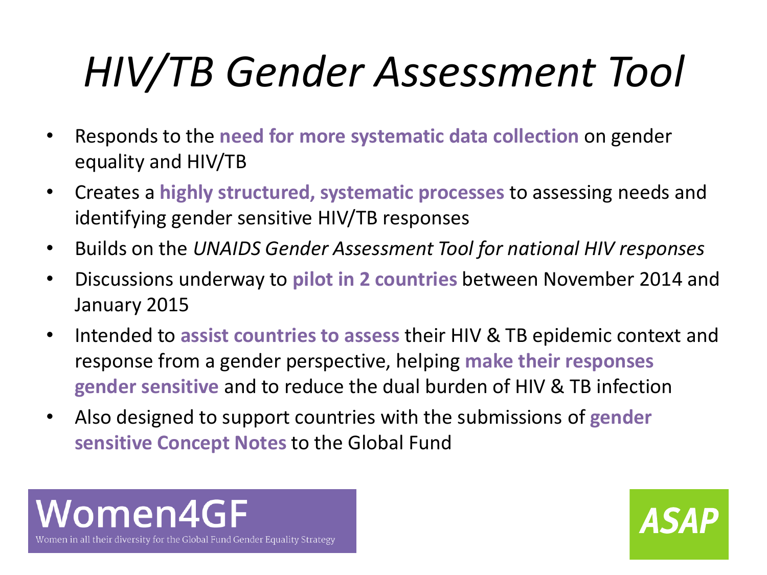# *HIV/TB Gender Assessment Tool*

- Responds to the **need for more systematic data collection** on gender equality and HIV/TB
- Creates a **highly structured, systematic processes** to assessing needs and identifying gender sensitive HIV/TB responses
- Builds on the *UNAIDS Gender Assessment Tool for national HIV responses*
- Discussions underway to **pilot in 2 countries** between November 2014 and January 2015
- Intended to **assist countries to assess** their HIV & TB epidemic context and response from a gender perspective, helping **make their responses gender sensitive** and to reduce the dual burden of HIV & TB infection
- Also designed to support countries with the submissions of **gender sensitive Concept Notes** to the Global Fund

Women4GF

Women in all their diversity for the Global Fund Gender Equality Strategy

ASAP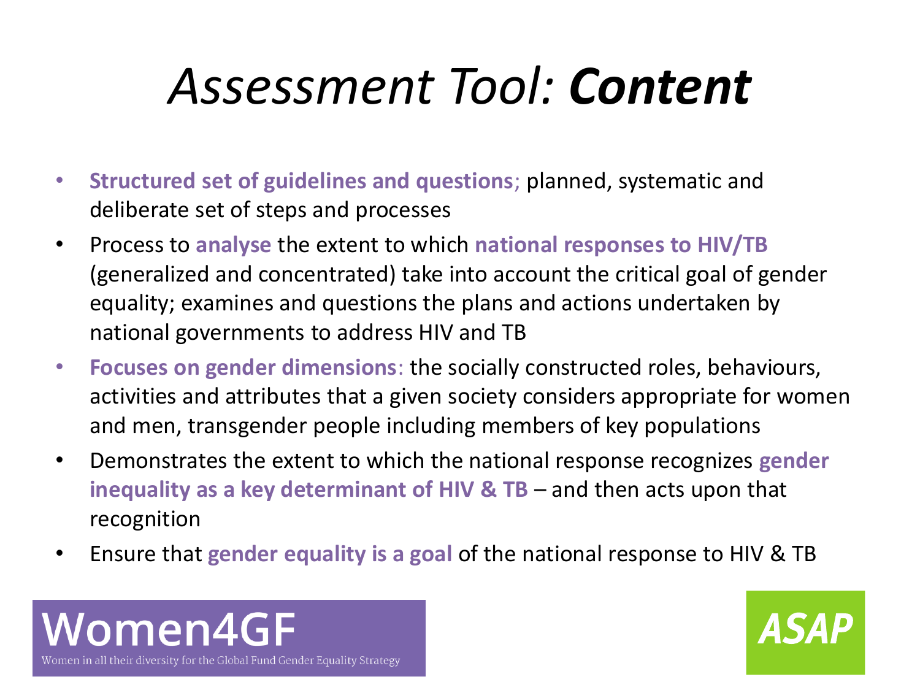# *Assessment Tool:* ***Content***

- **Structured set of guidelines and questions**; planned, systematic and deliberate set of steps and processes
- Process to **analyse** the extent to which **national responses to HIV/TB** (generalized and concentrated) take into account the critical goal of gender equality; examines and questions the plans and actions undertaken by national governments to address HIV and TB
- **Focuses on gender dimensions**: the socially constructed roles, behaviours, activities and attributes that a given society considers appropriate for women and men, transgender people including members of key populations
- Demonstrates the extent to which the national response recognizes **gender inequality as a key determinant of HIV & TB** – and then acts upon that recognition
- Ensure that **gender equality is a goal** of the national response to HIV & TB

Women4GF

Women in all their diversity for the Global Fund Gender Equality Strategy

ASAP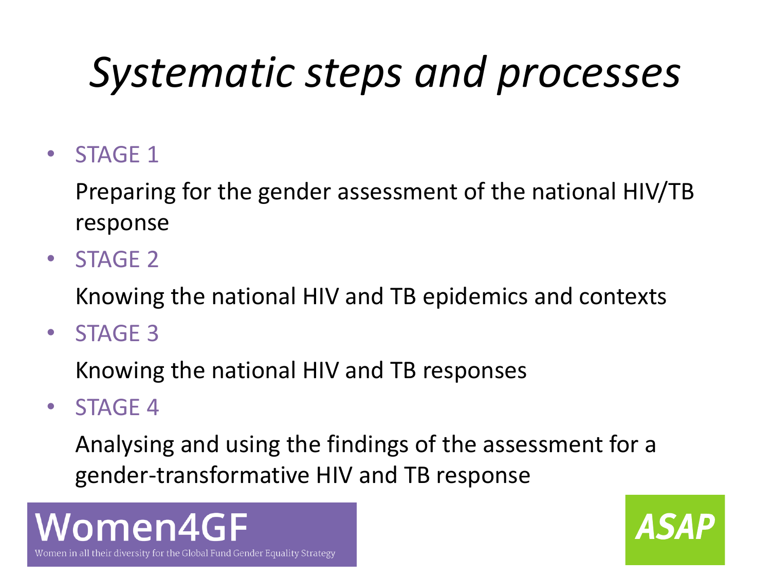# *Systematic steps and processes*

- STAGE 1

  Preparing for the gender assessment of the national HIV/TB response

- STAGE 2

  Knowing the national HIV and TB epidemics and contexts

- STAGE 3

  Knowing the national HIV and TB responses

- STAGE 4

  Analysing and using the findings of the assessment for a gender-transformative HIV and TB response

Women4GF

Women in all their diversity for the Global Fund Gender Equality Strategy

ASAP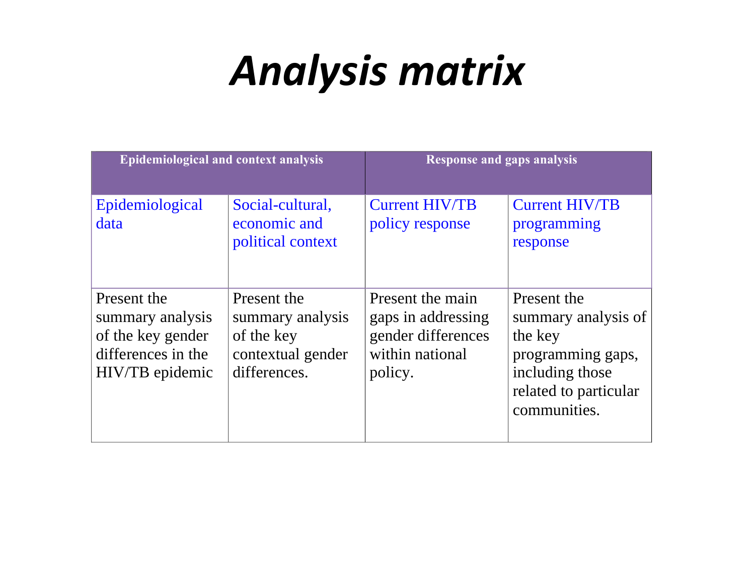# *Analysis matrix*

| Epidemiological and context analysis | | Response and gaps analysis | |
|---|---|---|---|
| Epidemiological data | Social-cultural, economic and political context | Current HIV/TB policy response | Current HIV/TB programming response |
| Present the summary analysis of the key gender differences in the HIV/TB epidemic | Present the summary analysis of the key contextual gender differences. | Present the main gaps in addressing gender differences within national policy. | Present the summary analysis of the key programming gaps, including those related to particular communities. |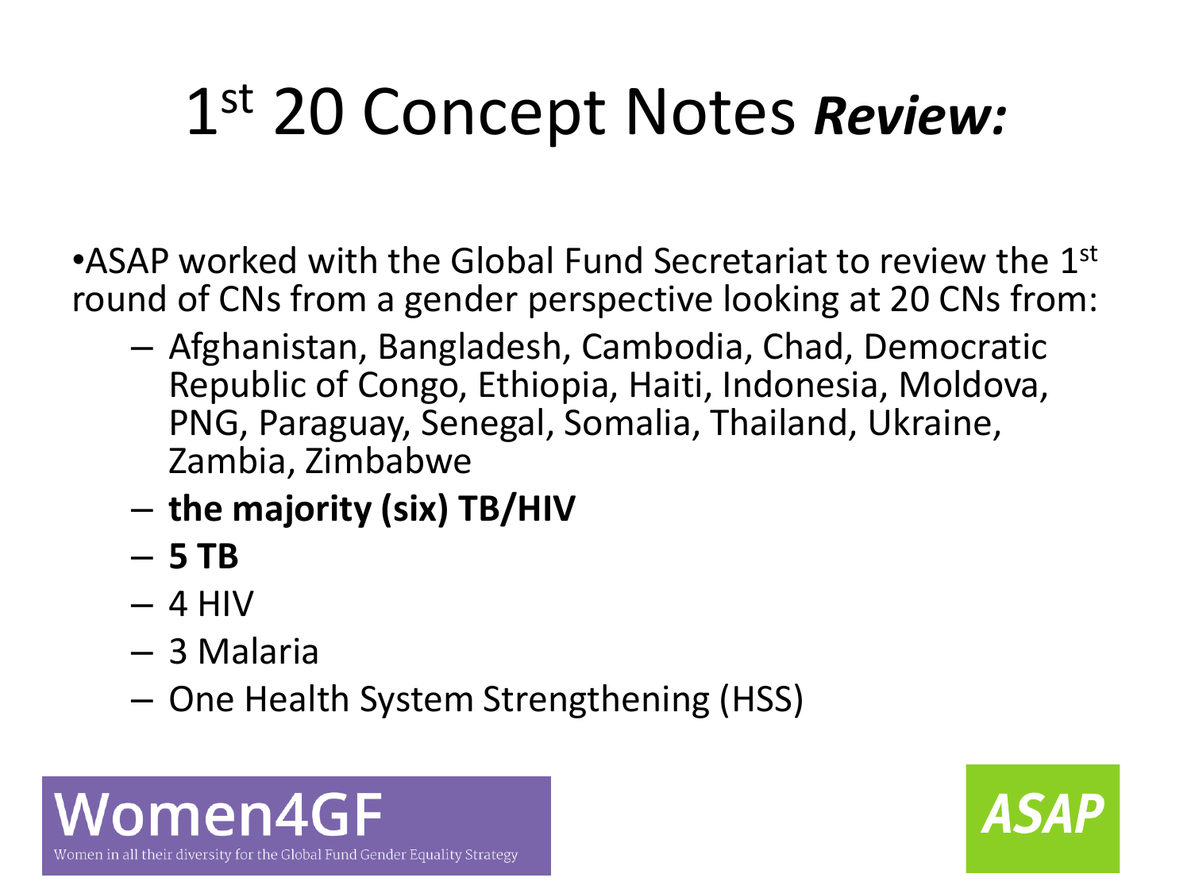# 1st 20 Concept Notes ***Review:***

- ASAP worked with the Global Fund Secretariat to review the 1st round of CNs from a gender perspective looking at 20 CNs from:
  - Afghanistan, Bangladesh, Cambodia, Chad, Democratic Republic of Congo, Ethiopia, Haiti, Indonesia, Moldova, PNG, Paraguay, Senegal, Somalia, Thailand, Ukraine, Zambia, Zimbabwe
  - **the majority (six) TB/HIV**
  - **5 TB**
  - 4 HIV
  - 3 Malaria
  - One Health System Strengthening (HSS)

Women4GF

Women in all their diversity for the Global Fund Gender Equality Strategy

ASAP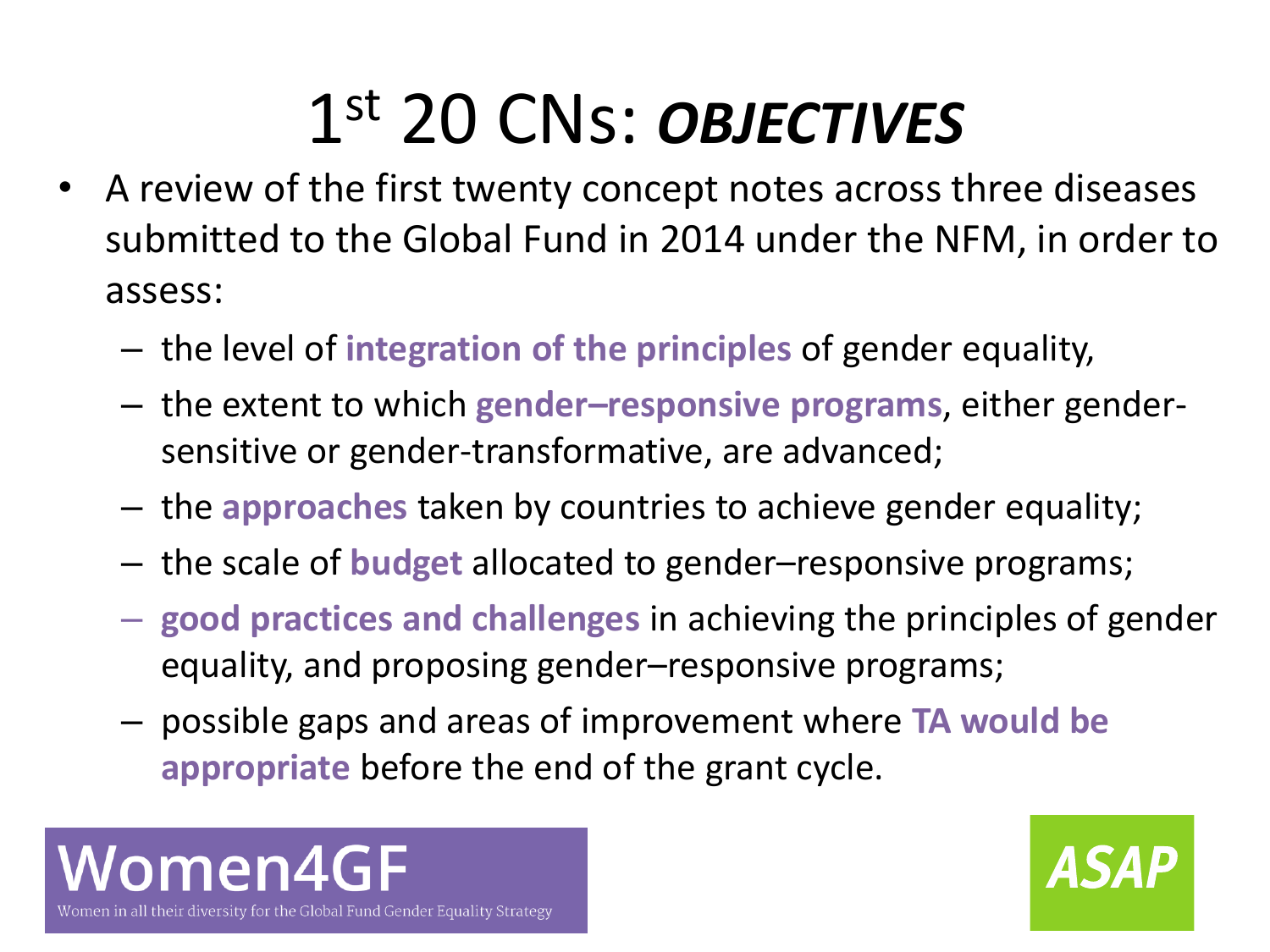# 1st 20 CNs: *OBJECTIVES*

- A review of the first twenty concept notes across three diseases submitted to the Global Fund in 2014 under the NFM, in order to assess:
  - the level of **integration of the principles** of gender equality,
  - the extent to which **gender–responsive programs**, either gender-sensitive or gender-transformative, are advanced;
  - the **approaches** taken by countries to achieve gender equality;
  - the scale of **budget** allocated to gender–responsive programs;
  - **good practices and challenges** in achieving the principles of gender equality, and proposing gender–responsive programs;
  - possible gaps and areas of improvement where **TA would be appropriate** before the end of the grant cycle.

Women4GF
Women in all their diversity for the Global Fund Gender Equality Strategy

ASAP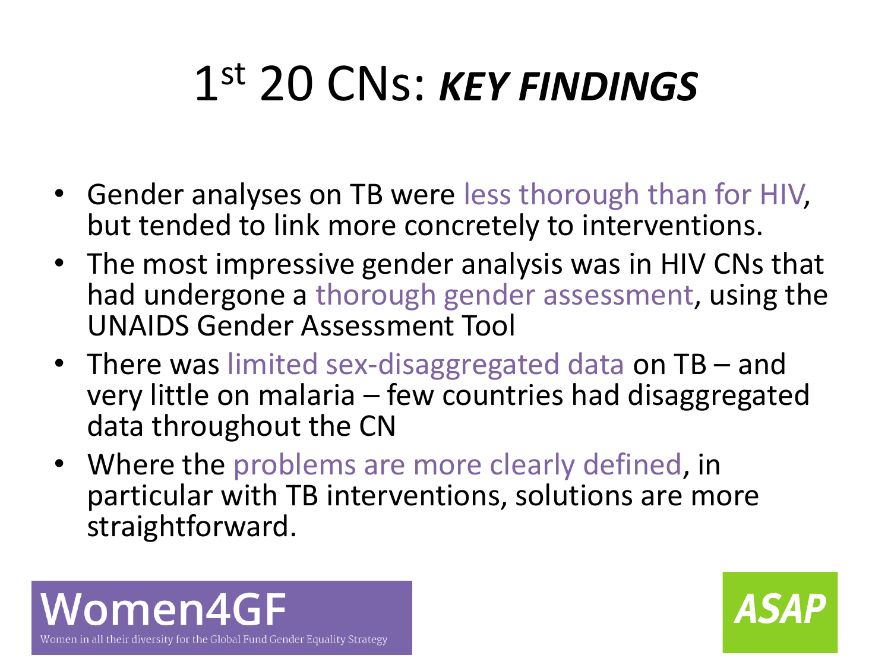# 1st 20 CNs: ***KEY FINDINGS***

- Gender analyses on TB were less thorough than for HIV, but tended to link more concretely to interventions.
- The most impressive gender analysis was in HIV CNs that had undergone a thorough gender assessment, using the UNAIDS Gender Assessment Tool
- There was limited sex-disaggregated data on TB – and very little on malaria – few countries had disaggregated data throughout the CN
- Where the problems are more clearly defined, in particular with TB interventions, solutions are more straightforward.

Women4GF

Women in all their diversity for the Global Fund Gender Equality Strategy

ASAP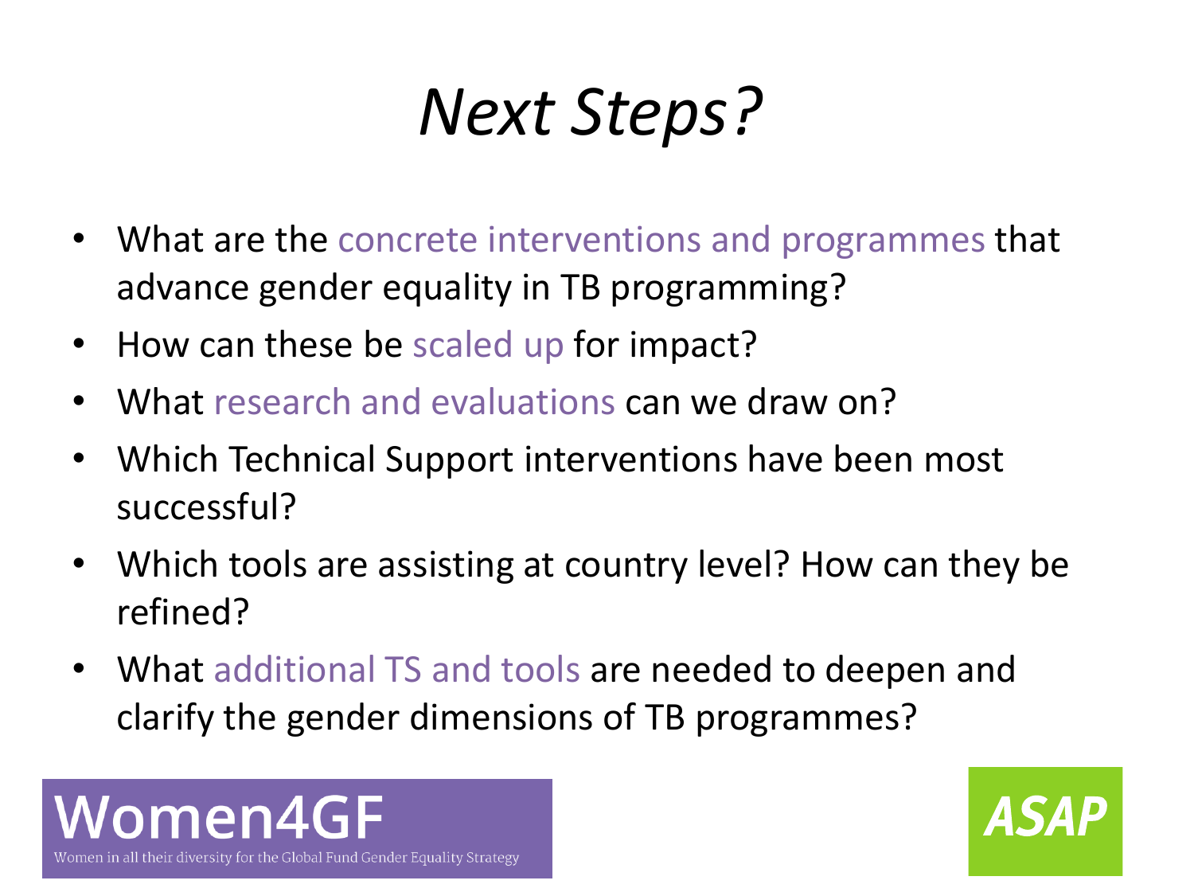# *Next Steps?*

- What are the concrete interventions and programmes that advance gender equality in TB programming?
- How can these be scaled up for impact?
- What research and evaluations can we draw on?
- Which Technical Support interventions have been most successful?
- Which tools are assisting at country level? How can they be refined?
- What additional TS and tools are needed to deepen and clarify the gender dimensions of TB programmes?

Women4GF

Women in all their diversity for the Global Fund Gender Equality Strategy

ASAP